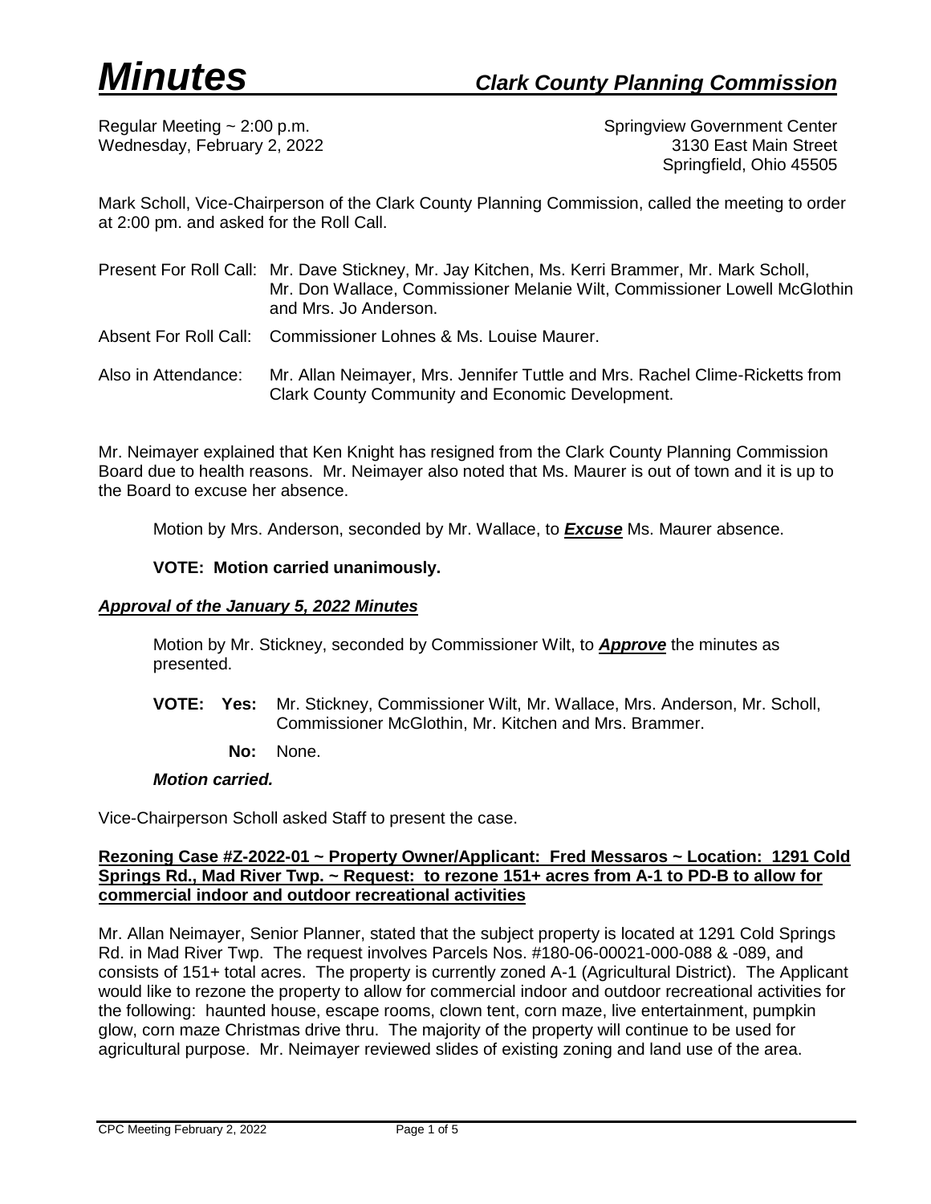# *Minutes* *Clark County Planning Commission*

Regular Meeting ~ 2:00 p.m.
Wednesday, February 2, 2022

Springview Government Center
3130 East Main Street
Springfield, Ohio 45505

Mark Scholl, Vice-Chairperson of the Clark County Planning Commission, called the meeting to order at 2:00 pm. and asked for the Roll Call.

Present For Roll Call: Mr. Dave Stickney, Mr. Jay Kitchen, Ms. Kerri Brammer, Mr. Mark Scholl, Mr. Don Wallace, Commissioner Melanie Wilt, Commissioner Lowell McGlothin and Mrs. Jo Anderson.

Absent For Roll Call: Commissioner Lohnes & Ms. Louise Maurer.

Also in Attendance: Mr. Allan Neimayer, Mrs. Jennifer Tuttle and Mrs. Rachel Clime-Ricketts from Clark County Community and Economic Development.

Mr. Neimayer explained that Ken Knight has resigned from the Clark County Planning Commission Board due to health reasons. Mr. Neimayer also noted that Ms. Maurer is out of town and it is up to the Board to excuse her absence.

Motion by Mrs. Anderson, seconded by Mr. Wallace, to ***Excuse*** Ms. Maurer absence.

**VOTE: Motion carried unanimously.**

### ***Approval of the January 5, 2022 Minutes***

Motion by Mr. Stickney, seconded by Commissioner Wilt, to ***Approve*** the minutes as presented.

**VOTE: Yes:** Mr. Stickney, Commissioner Wilt, Mr. Wallace, Mrs. Anderson, Mr. Scholl, Commissioner McGlothin, Mr. Kitchen and Mrs. Brammer.

**No:** None.

***Motion carried.***

Vice-Chairperson Scholl asked Staff to present the case.

### **Rezoning Case #Z-2022-01 ~ Property Owner/Applicant: Fred Messaros ~ Location: 1291 Cold Springs Rd., Mad River Twp. ~ Request: to rezone 151+ acres from A-1 to PD-B to allow for commercial indoor and outdoor recreational activities**

Mr. Allan Neimayer, Senior Planner, stated that the subject property is located at 1291 Cold Springs Rd. in Mad River Twp. The request involves Parcels Nos. #180-06-00021-000-088 & -089, and consists of 151+ total acres. The property is currently zoned A-1 (Agricultural District). The Applicant would like to rezone the property to allow for commercial indoor and outdoor recreational activities for the following: haunted house, escape rooms, clown tent, corn maze, live entertainment, pumpkin glow, corn maze Christmas drive thru. The majority of the property will continue to be used for agricultural purpose. Mr. Neimayer reviewed slides of existing zoning and land use of the area.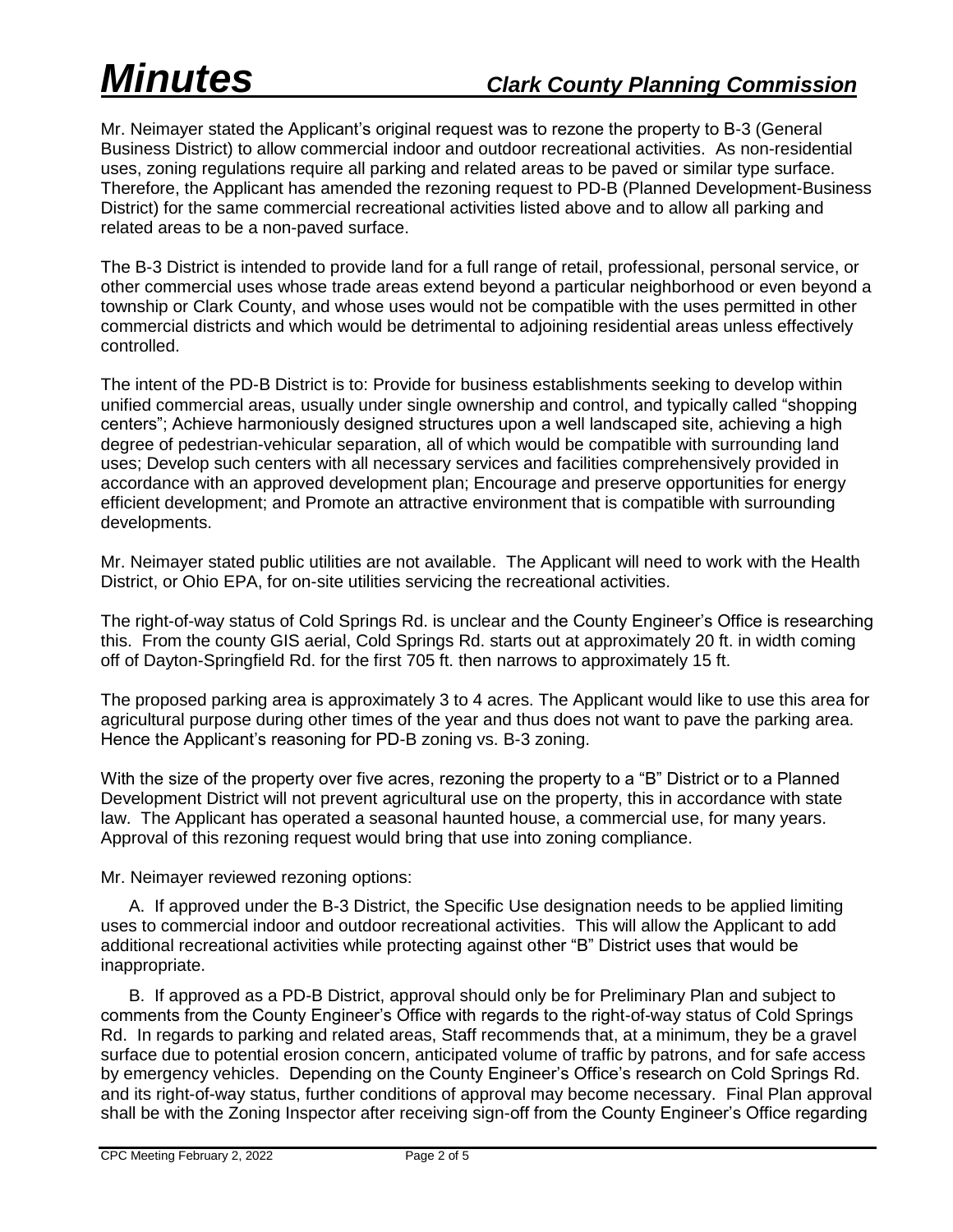Mr. Neimayer stated the Applicant's original request was to rezone the property to B-3 (General Business District) to allow commercial indoor and outdoor recreational activities. As non-residential uses, zoning regulations require all parking and related areas to be paved or similar type surface. Therefore, the Applicant has amended the rezoning request to PD-B (Planned Development-Business District) for the same commercial recreational activities listed above and to allow all parking and related areas to be a non-paved surface.

The B-3 District is intended to provide land for a full range of retail, professional, personal service, or other commercial uses whose trade areas extend beyond a particular neighborhood or even beyond a township or Clark County, and whose uses would not be compatible with the uses permitted in other commercial districts and which would be detrimental to adjoining residential areas unless effectively controlled.

The intent of the PD-B District is to: Provide for business establishments seeking to develop within unified commercial areas, usually under single ownership and control, and typically called "shopping centers"; Achieve harmoniously designed structures upon a well landscaped site, achieving a high degree of pedestrian-vehicular separation, all of which would be compatible with surrounding land uses; Develop such centers with all necessary services and facilities comprehensively provided in accordance with an approved development plan; Encourage and preserve opportunities for energy efficient development; and Promote an attractive environment that is compatible with surrounding developments.

Mr. Neimayer stated public utilities are not available. The Applicant will need to work with the Health District, or Ohio EPA, for on-site utilities servicing the recreational activities.

The right-of-way status of Cold Springs Rd. is unclear and the County Engineer's Office is researching this. From the county GIS aerial, Cold Springs Rd. starts out at approximately 20 ft. in width coming off of Dayton-Springfield Rd. for the first 705 ft. then narrows to approximately 15 ft.

The proposed parking area is approximately 3 to 4 acres. The Applicant would like to use this area for agricultural purpose during other times of the year and thus does not want to pave the parking area. Hence the Applicant's reasoning for PD-B zoning vs. B-3 zoning.

With the size of the property over five acres, rezoning the property to a "B" District or to a Planned Development District will not prevent agricultural use on the property, this in accordance with state law. The Applicant has operated a seasonal haunted house, a commercial use, for many years. Approval of this rezoning request would bring that use into zoning compliance.

Mr. Neimayer reviewed rezoning options:

A. If approved under the B-3 District, the Specific Use designation needs to be applied limiting uses to commercial indoor and outdoor recreational activities. This will allow the Applicant to add additional recreational activities while protecting against other "B" District uses that would be inappropriate.

B. If approved as a PD-B District, approval should only be for Preliminary Plan and subject to comments from the County Engineer's Office with regards to the right-of-way status of Cold Springs Rd. In regards to parking and related areas, Staff recommends that, at a minimum, they be a gravel surface due to potential erosion concern, anticipated volume of traffic by patrons, and for safe access by emergency vehicles. Depending on the County Engineer's Office's research on Cold Springs Rd. and its right-of-way status, further conditions of approval may become necessary. Final Plan approval shall be with the Zoning Inspector after receiving sign-off from the County Engineer's Office regarding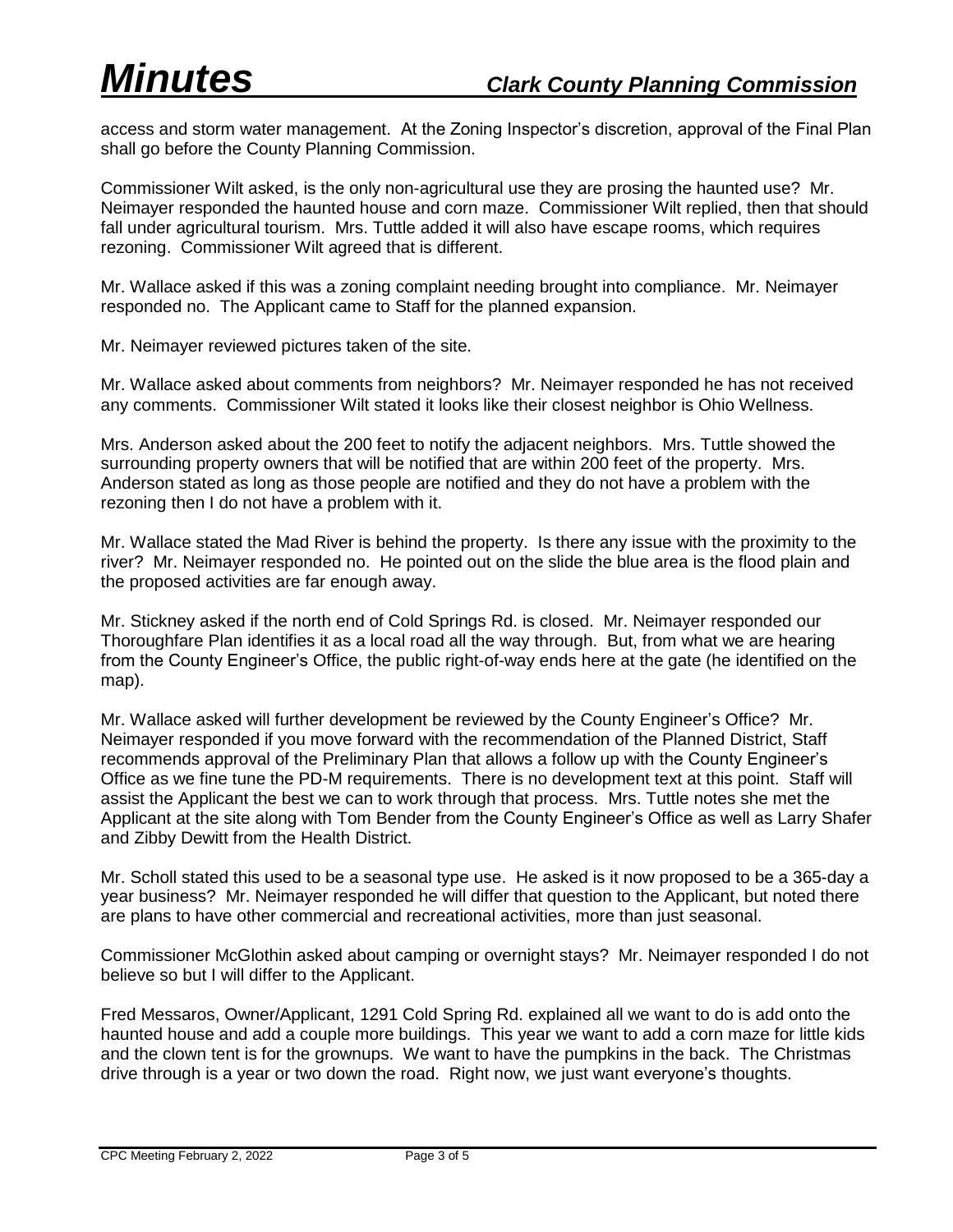access and storm water management. At the Zoning Inspector's discretion, approval of the Final Plan shall go before the County Planning Commission.

Commissioner Wilt asked, is the only non-agricultural use they are prosing the haunted use? Mr. Neimayer responded the haunted house and corn maze. Commissioner Wilt replied, then that should fall under agricultural tourism. Mrs. Tuttle added it will also have escape rooms, which requires rezoning. Commissioner Wilt agreed that is different.

Mr. Wallace asked if this was a zoning complaint needing brought into compliance. Mr. Neimayer responded no. The Applicant came to Staff for the planned expansion.

Mr. Neimayer reviewed pictures taken of the site.

Mr. Wallace asked about comments from neighbors? Mr. Neimayer responded he has not received any comments. Commissioner Wilt stated it looks like their closest neighbor is Ohio Wellness.

Mrs. Anderson asked about the 200 feet to notify the adjacent neighbors. Mrs. Tuttle showed the surrounding property owners that will be notified that are within 200 feet of the property. Mrs. Anderson stated as long as those people are notified and they do not have a problem with the rezoning then I do not have a problem with it.

Mr. Wallace stated the Mad River is behind the property. Is there any issue with the proximity to the river? Mr. Neimayer responded no. He pointed out on the slide the blue area is the flood plain and the proposed activities are far enough away.

Mr. Stickney asked if the north end of Cold Springs Rd. is closed. Mr. Neimayer responded our Thoroughfare Plan identifies it as a local road all the way through. But, from what we are hearing from the County Engineer's Office, the public right-of-way ends here at the gate (he identified on the map).

Mr. Wallace asked will further development be reviewed by the County Engineer's Office? Mr. Neimayer responded if you move forward with the recommendation of the Planned District, Staff recommends approval of the Preliminary Plan that allows a follow up with the County Engineer's Office as we fine tune the PD-M requirements. There is no development text at this point. Staff will assist the Applicant the best we can to work through that process. Mrs. Tuttle notes she met the Applicant at the site along with Tom Bender from the County Engineer's Office as well as Larry Shafer and Zibby Dewitt from the Health District.

Mr. Scholl stated this used to be a seasonal type use. He asked is it now proposed to be a 365-day a year business? Mr. Neimayer responded he will differ that question to the Applicant, but noted there are plans to have other commercial and recreational activities, more than just seasonal.

Commissioner McGlothin asked about camping or overnight stays? Mr. Neimayer responded I do not believe so but I will differ to the Applicant.

Fred Messaros, Owner/Applicant, 1291 Cold Spring Rd. explained all we want to do is add onto the haunted house and add a couple more buildings. This year we want to add a corn maze for little kids and the clown tent is for the grownups. We want to have the pumpkins in the back. The Christmas drive through is a year or two down the road. Right now, we just want everyone's thoughts.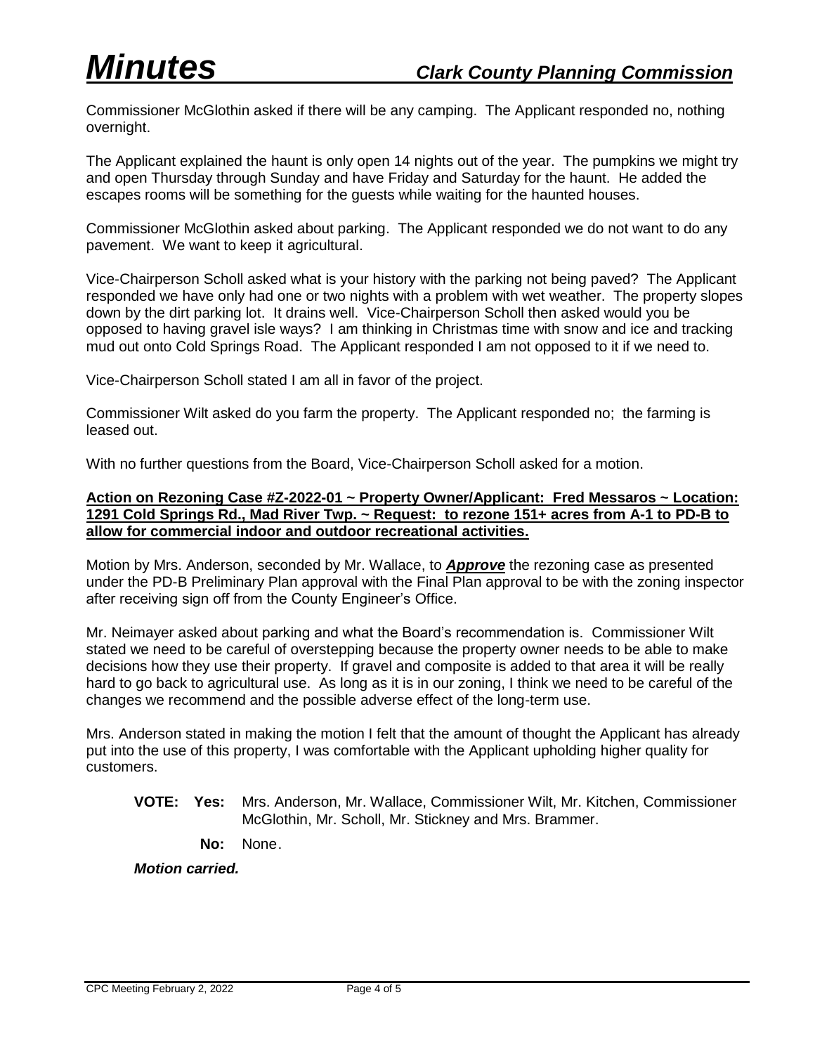Commissioner McGlothin asked if there will be any camping. The Applicant responded no, nothing overnight.

The Applicant explained the haunt is only open 14 nights out of the year. The pumpkins we might try and open Thursday through Sunday and have Friday and Saturday for the haunt. He added the escapes rooms will be something for the guests while waiting for the haunted houses.

Commissioner McGlothin asked about parking. The Applicant responded we do not want to do any pavement. We want to keep it agricultural.

Vice-Chairperson Scholl asked what is your history with the parking not being paved? The Applicant responded we have only had one or two nights with a problem with wet weather. The property slopes down by the dirt parking lot. It drains well. Vice-Chairperson Scholl then asked would you be opposed to having gravel isle ways? I am thinking in Christmas time with snow and ice and tracking mud out onto Cold Springs Road. The Applicant responded I am not opposed to it if we need to.

Vice-Chairperson Scholl stated I am all in favor of the project.

Commissioner Wilt asked do you farm the property. The Applicant responded no; the farming is leased out.

With no further questions from the Board, Vice-Chairperson Scholl asked for a motion.

**Action on Rezoning Case #Z-2022-01 ~ Property Owner/Applicant: Fred Messaros ~ Location: 1291 Cold Springs Rd., Mad River Twp. ~ Request: to rezone 151+ acres from A-1 to PD-B to allow for commercial indoor and outdoor recreational activities.**

Motion by Mrs. Anderson, seconded by Mr. Wallace, to ***Approve*** the rezoning case as presented under the PD-B Preliminary Plan approval with the Final Plan approval to be with the zoning inspector after receiving sign off from the County Engineer's Office.

Mr. Neimayer asked about parking and what the Board's recommendation is. Commissioner Wilt stated we need to be careful of overstepping because the property owner needs to be able to make decisions how they use their property. If gravel and composite is added to that area it will be really hard to go back to agricultural use. As long as it is in our zoning, I think we need to be careful of the changes we recommend and the possible adverse effect of the long-term use.

Mrs. Anderson stated in making the motion I felt that the amount of thought the Applicant has already put into the use of this property, I was comfortable with the Applicant upholding higher quality for customers.

**VOTE: Yes:** Mrs. Anderson, Mr. Wallace, Commissioner Wilt, Mr. Kitchen, Commissioner McGlothin, Mr. Scholl, Mr. Stickney and Mrs. Brammer.

**No:** None.

***Motion carried.***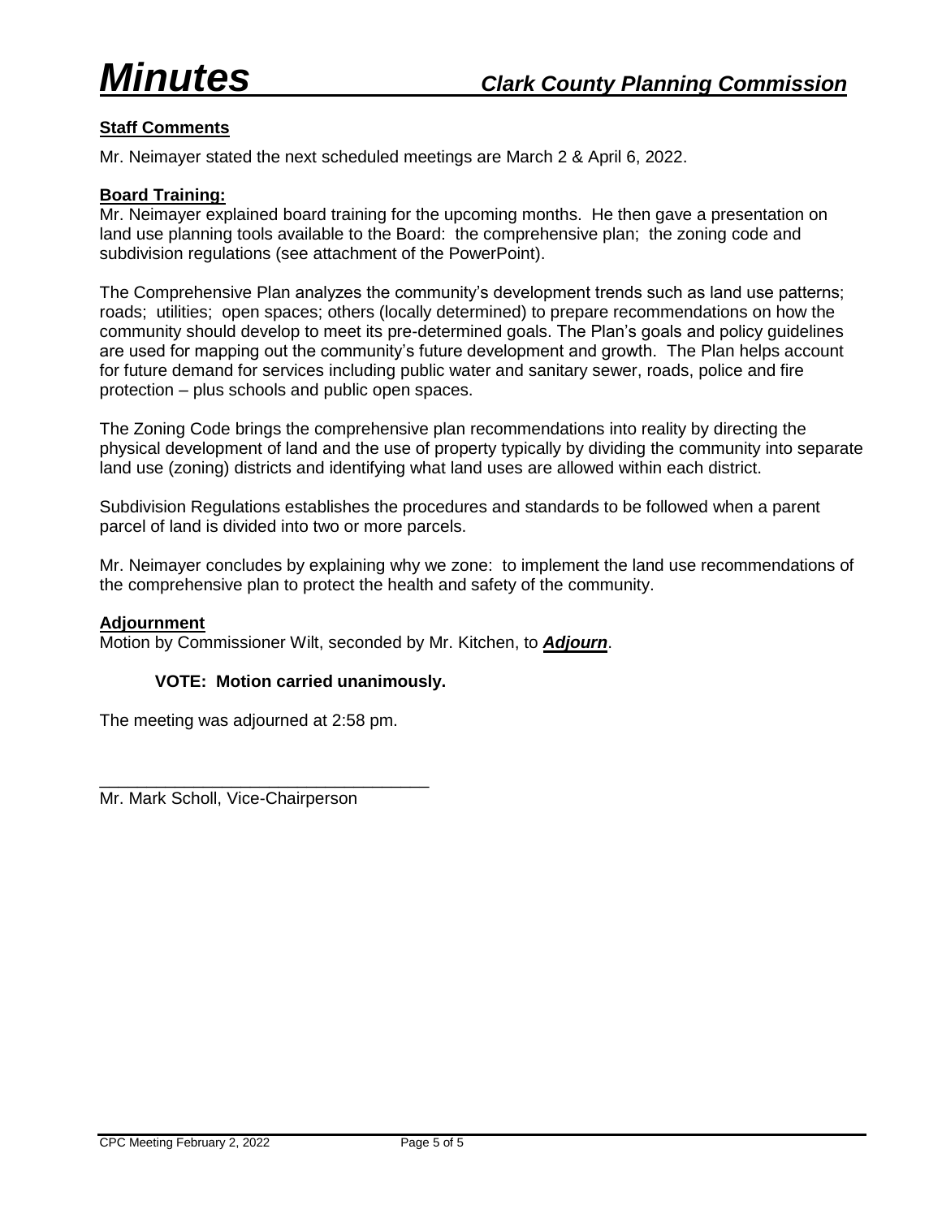# Minutes Clark County Planning Commission

**Staff Comments**

Mr. Neimayer stated the next scheduled meetings are March 2 & April 6, 2022.

**Board Training:**

Mr. Neimayer explained board training for the upcoming months. He then gave a presentation on land use planning tools available to the Board: the comprehensive plan; the zoning code and subdivision regulations (see attachment of the PowerPoint).

The Comprehensive Plan analyzes the community's development trends such as land use patterns; roads; utilities; open spaces; others (locally determined) to prepare recommendations on how the community should develop to meet its pre-determined goals. The Plan's goals and policy guidelines are used for mapping out the community's future development and growth. The Plan helps account for future demand for services including public water and sanitary sewer, roads, police and fire protection – plus schools and public open spaces.

The Zoning Code brings the comprehensive plan recommendations into reality by directing the physical development of land and the use of property typically by dividing the community into separate land use (zoning) districts and identifying what land uses are allowed within each district.

Subdivision Regulations establishes the procedures and standards to be followed when a parent parcel of land is divided into two or more parcels.

Mr. Neimayer concludes by explaining why we zone: to implement the land use recommendations of the comprehensive plan to protect the health and safety of the community.

**Adjournment**

Motion by Commissioner Wilt, seconded by Mr. Kitchen, to ***Adjourn***.

**VOTE: Motion carried unanimously.**

The meeting was adjourned at 2:58 pm.

___________________________________

Mr. Mark Scholl, Vice-Chairperson